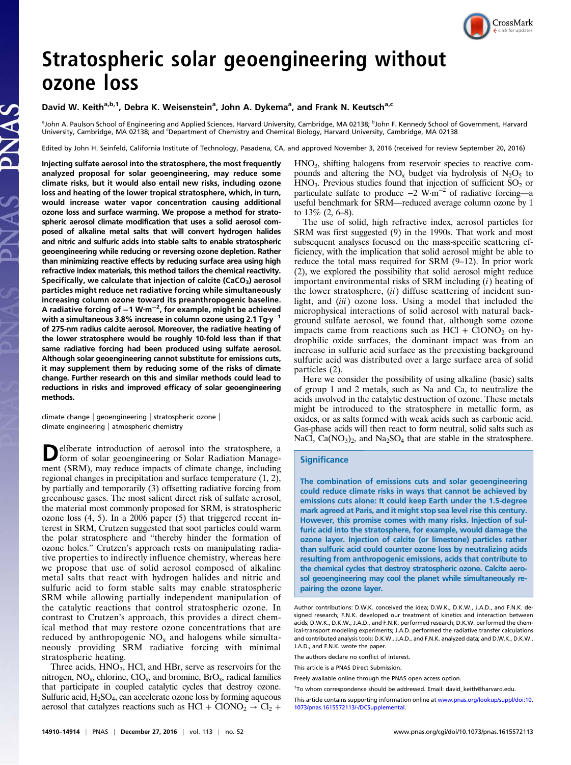# Stratospheric solar geoengineering without ozone loss

David W. Keith[a,b,1], Debra K. Weisenstein[a], John A. Dykema[a], and Frank N. Keutsch[a,c]

[a]John A. Paulson School of Engineering and Applied Sciences, Harvard University, Cambridge, MA 02138; [b]John F. Kennedy School of Government, Harvard University, Cambridge, MA 02138; and [c]Department of Chemistry and Chemical Biology, Harvard University, Cambridge, MA 02138

Edited by John H. Seinfeld, California Institute of Technology, Pasadena, CA, and approved November 3, 2016 (received for review September 20, 2016)

**Injecting sulfate aerosol into the stratosphere, the most frequently analyzed proposal for solar geoengineering, may reduce some climate risks, but it would also entail new risks, including ozone loss and heating of the lower tropical stratosphere, which, in turn, would increase water vapor concentration causing additional ozone loss and surface warming. We propose a method for stratospheric aerosol climate modification that uses a solid aerosol composed of alkaline metal salts that will convert hydrogen halides and nitric and sulfuric acids into stable salts to enable stratospheric geoengineering while reducing or reversing ozone depletion. Rather than minimizing reactive effects by reducing surface area using high refractive index materials, this method tailors the chemical reactivity. Specifically, we calculate that injection of calcite ($CaCO_3$) aerosol particles might reduce net radiative forcing while simultaneously increasing column ozone toward its preanthropogenic baseline. A radiative forcing of $-1$ W·m$^{-2}$, for example, might be achieved with a simultaneous 3.8% increase in column ozone using 2.1 Tg·y$^{-1}$ of 275-nm radius calcite aerosol. Moreover, the radiative heating of the lower stratosphere would be roughly 10-fold less than if that same radiative forcing had been produced using sulfate aerosol. Although solar geoengineering cannot substitute for emissions cuts, it may supplement them by reducing some of the risks of climate change. Further research on this and similar methods could lead to reductions in risks and improved efficacy of solar geoengineering methods.**

climate change | geoengineering | stratospheric ozone | climate engineering | atmospheric chemistry

Deliberate introduction of aerosol into the stratosphere, a form of solar geoengineering or Solar Radiation Management (SRM), may reduce impacts of climate change, including regional changes in precipitation and surface temperature (1, 2), by partially and temporarily (3) offsetting radiative forcing from greenhouse gases. The most salient direct risk of sulfate aerosol, the material most commonly proposed for SRM, is stratospheric ozone loss (4, 5). In a 2006 paper (5) that triggered recent interest in SRM, Crutzen suggested that soot particles could warm the polar stratosphere and "thereby hinder the formation of ozone holes." Crutzen's approach rests on manipulating radiative properties to indirectly influence chemistry, whereas here we propose that use of solid aerosol composed of alkaline metal salts that react with hydrogen halides and nitric and sulfuric acid to form stable salts may enable stratospheric SRM while allowing partially independent manipulation of the catalytic reactions that control stratospheric ozone. In contrast to Crutzen's approach, this provides a direct chemical method that may restore ozone concentrations that are reduced by anthropogenic $NO_x$ and halogens while simultaneously providing SRM radiative forcing with minimal stratospheric heating.

Three acids, $HNO_3$, HCl, and HBr, serve as reservoirs for the nitrogen, $NO_x$, chlorine, $ClO_x$, and bromine, $BrO_x$, radical families that participate in coupled catalytic cycles that destroy ozone. Sulfuric acid, $H_2SO_4$, can accelerate ozone loss by forming aqueous aerosol that catalyzes reactions such as $HCl + ClONO_2 \rightarrow Cl_2 + HNO_3$, shifting halogens from reservoir species to reactive compounds and altering the $NO_x$ budget via hydrolysis of $N_2O_5$ to $HNO_3$. Previous studies found that injection of sufficient $SO_2$ or particulate sulfate to produce $-2$ W·m$^{-2}$ of radiative forcing—a useful benchmark for SRM—reduced average column ozone by 1 to 13% (2, 6–8).

The use of solid, high refractive index, aerosol particles for SRM was first suggested (9) in the 1990s. That work and most subsequent analyses focused on the mass-specific scattering efficiency, with the implication that solid aerosol might be able to reduce the total mass required for SRM (9–12). In prior work (2), we explored the possibility that solid aerosol might reduce important environmental risks of SRM including (*i*) heating of the lower stratosphere, (*ii*) diffuse scattering of incident sunlight, and (*iii*) ozone loss. Using a model that included the microphysical interactions of solid aerosol with natural background sulfate aerosol, we found that, although some ozone impacts came from reactions such as $HCl + ClONO_2$ on hydrophilic oxide surfaces, the dominant impact was from an increase in sulfuric acid surface as the preexisting background sulfuric acid was distributed over a large surface area of solid particles (2).

Here we consider the possibility of using alkaline (basic) salts of group 1 and 2 metals, such as Na and Ca, to neutralize the acids involved in the catalytic destruction of ozone. These metals might be introduced to the stratosphere in metallic form, as oxides, or as salts formed with weak acids such as carbonic acid. Gas-phase acids will then react to form neutral, solid salts such as NaCl, $Ca(NO_3)_2$, and $Na_2SO_4$ that are stable in the stratosphere.

## Significance

The combination of emissions cuts and solar geoengineering could reduce climate risks in ways that cannot be achieved by emissions cuts alone: It could keep Earth under the 1.5-degree mark agreed at Paris, and it might stop sea level rise this century. However, this promise comes with many risks. Injection of sulfuric acid into the stratosphere, for example, would damage the ozone layer. Injection of calcite (or limestone) particles rather than sulfuric acid could counter ozone loss by neutralizing acids resulting from anthropogenic emissions, acids that contribute to the chemical cycles that destroy stratospheric ozone. Calcite aerosol geoengineering may cool the planet while simultaneously repairing the ozone layer.

Author contributions: D.W.K. conceived the idea; D.W.K., D.K.W., J.A.D., and F.N.K. designed research; F.N.K. developed our treatment of kinetics and interaction between acids; D.W.K., D.K.W., J.A.D., and F.N.K. performed research; D.K.W. performed the chemical-transport modeling experiments; J.A.D. performed the radiative transfer calculations and contributed analysis tools; D.W.K., J.A.D., and F.N.K. analyzed data; and D.W.K., D.K.W., J.A.D., and F.N.K. wrote the paper.

The authors declare no conflict of interest.

This article is a PNAS Direct Submission.

Freely available online through the PNAS open access option.

[1]To whom correspondence should be addressed. Email: david_keith@harvard.edu.

This article contains supporting information online at www.pnas.org/lookup/suppl/doi:10.1073/pnas.1615572113/-/DCSupplemental.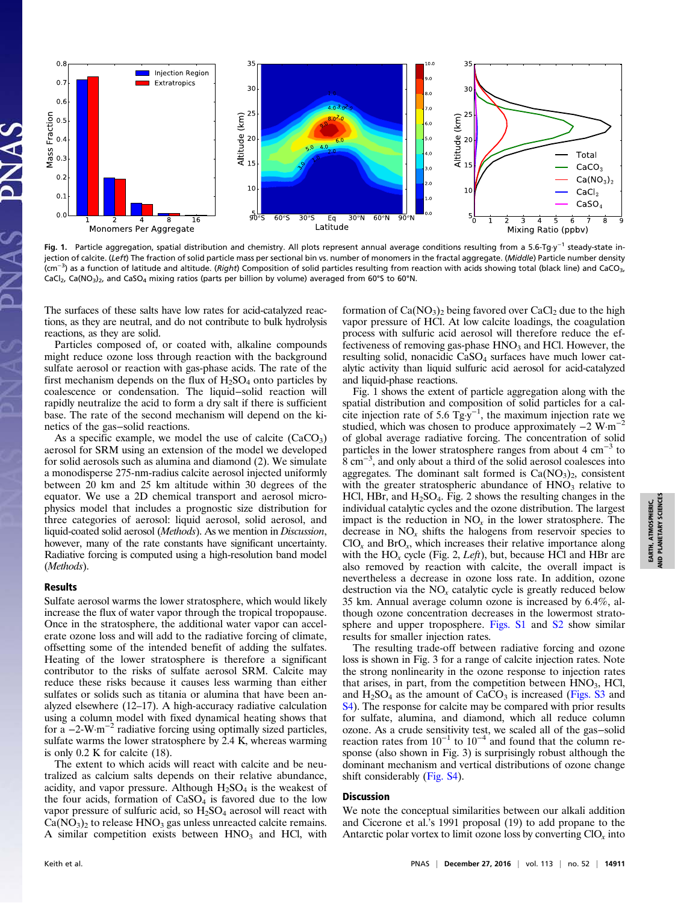Injection Region
Extratropics

Mass Fraction

0.0
0.1
0.2
0.3
0.4
0.5
0.6
0.7
0.8

1 2 4 8 16

Monomers Per Aggregate

Altitude (km)

Latitude

90°S 60°S 30°S Eq 30°N 60°N 90°N

Total
$CaCO_3$
$Ca(NO_3)_2$
$CaCl_2$
$CaSO_4$

Mixing Ratio (ppbv)

**Fig. 1.** Particle aggregation, spatial distribution and chemistry. All plots represent annual average conditions resulting from a 5.6-Tg·y$^{-1}$ steady-state injection of calcite. (*Left*) The fraction of solid particle mass per sectional bin vs. number of monomers in the fractal aggregate. (*Middle*) Particle number density ($cm^{-3}$) as a function of latitude and altitude. (*Right*) Composition of solid particles resulting from reaction with acids showing total (black line) and $CaCO_3$, $CaCl_2$, $Ca(NO_3)_2$, and $CaSO_4$ mixing ratios (parts per billion by volume) averaged from 60°S to 60°N.

The surfaces of these salts have low rates for acid-catalyzed reactions, as they are neutral, and do not contribute to bulk hydrolysis reactions, as they are solid.

Particles composed of, or coated with, alkaline compounds might reduce ozone loss through reaction with the background sulfate aerosol or reaction with gas-phase acids. The rate of the first mechanism depends on the flux of $H_2SO_4$ onto particles by coalescence or condensation. The liquid–solid reaction will rapidly neutralize the acid to form a dry salt if there is sufficient base. The rate of the second mechanism will depend on the kinetics of the gas–solid reactions.

As a specific example, we model the use of calcite ($CaCO_3$) aerosol for SRM using an extension of the model we developed for solid aerosols such as alumina and diamond (2). We simulate a monodisperse 275-nm-radius calcite aerosol injected uniformly between 20 km and 25 km altitude within 30 degrees of the equator. We use a 2D chemical transport and aerosol microphysics model that includes a prognostic size distribution for three categories of aerosol: liquid aerosol, solid aerosol, and liquid-coated solid aerosol (*Methods*). As we mention in *Discussion*, however, many of the rate constants have significant uncertainty. Radiative forcing is computed using a high-resolution band model (*Methods*).

## Results

Sulfate aerosol warms the lower stratosphere, which would likely increase the flux of water vapor through the tropical tropopause. Once in the stratosphere, the additional water vapor can accelerate ozone loss and will add to the radiative forcing of climate, offsetting some of the intended benefit of adding the sulfates. Heating of the lower stratosphere is therefore a significant contributor to the risks of sulfate aerosol SRM. Calcite may reduce these risks because it causes less warming than either sulfates or solids such as titania or alumina that have been analyzed elsewhere (12–17). A high-accuracy radiative calculation using a column model with fixed dynamical heating shows that for a −2-W·m$^{-2}$ radiative forcing using optimally sized particles, sulfate warms the lower stratosphere by 2.4 K, whereas warming is only 0.2 K for calcite (18).

The extent to which acids will react with calcite and be neutralized as calcium salts depends on their relative abundance, acidity, and vapor pressure. Although $H_2SO_4$ is the weakest of the four acids, formation of $CaSO_4$ is favored due to the low vapor pressure of sulfuric acid, so $H_2SO_4$ aerosol will react with $Ca(NO_3)_2$ to release $HNO_3$ gas unless unreacted calcite remains. A similar competition exists between $HNO_3$ and HCl, with formation of $Ca(NO_3)_2$ being favored over $CaCl_2$ due to the high vapor pressure of HCl. At low calcite loadings, the coagulation process with sulfuric acid aerosol will therefore reduce the effectiveness of removing gas-phase $HNO_3$ and HCl. However, the resulting solid, nonacidic $CaSO_4$ surfaces have much lower catalytic activity than liquid sulfuric acid aerosol for acid-catalyzed and liquid-phase reactions.

Fig. 1 shows the extent of particle aggregation along with the spatial distribution and composition of solid particles for a calcite injection rate of 5.6 Tg·y$^{-1}$, the maximum injection rate we studied, which was chosen to produce approximately −2 W·m$^{-2}$ of global average radiative forcing. The concentration of solid particles in the lower stratosphere ranges from about 4 cm$^{-3}$ to 8 cm$^{-3}$, and only about a third of the solid aerosol coalesces into aggregates. The dominant salt formed is $Ca(NO_3)_2$, consistent with the greater stratospheric abundance of $HNO_3$ relative to HCl, HBr, and $H_2SO_4$. Fig. 2 shows the resulting changes in the individual catalytic cycles and the ozone distribution. The largest impact is the reduction in $NO_x$ in the lower stratosphere. The decrease in $NO_x$ shifts the halogens from reservoir species to $ClO_x$ and $BrO_x$, which increases their relative importance along with the $HO_x$ cycle (Fig. 2, *Left*), but, because HCl and HBr are also removed by reaction with calcite, the overall impact is nevertheless a decrease in ozone loss rate. In addition, ozone destruction via the $NO_x$ catalytic cycle is greatly reduced below 35 km. Annual average column ozone is increased by 6.4%, although ozone concentration decreases in the lowermost stratosphere and upper troposphere. Figs. S1 and S2 show similar results for smaller injection rates.

The resulting trade-off between radiative forcing and ozone loss is shown in Fig. 3 for a range of calcite injection rates. Note the strong nonlinearity in the ozone response to injection rates that arises, in part, from the competition between $HNO_3$, HCl, and $H_2SO_4$ as the amount of $CaCO_3$ is increased (Figs. S3 and S4). The response for calcite may be compared with prior results for sulfate, alumina, and diamond, which all reduce column ozone. As a crude sensitivity test, we scaled all of the gas–solid reaction rates from $10^{-1}$ to $10^{-4}$ and found that the column response (also shown in Fig. 3) is surprisingly robust although the dominant mechanism and vertical distributions of ozone change shift considerably (Fig. S4).

## Discussion

We note the conceptual similarities between our alkali addition and Cicerone et al.'s 1991 proposal (19) to add propane to the Antarctic polar vortex to limit ozone loss by converting $ClO_x$ into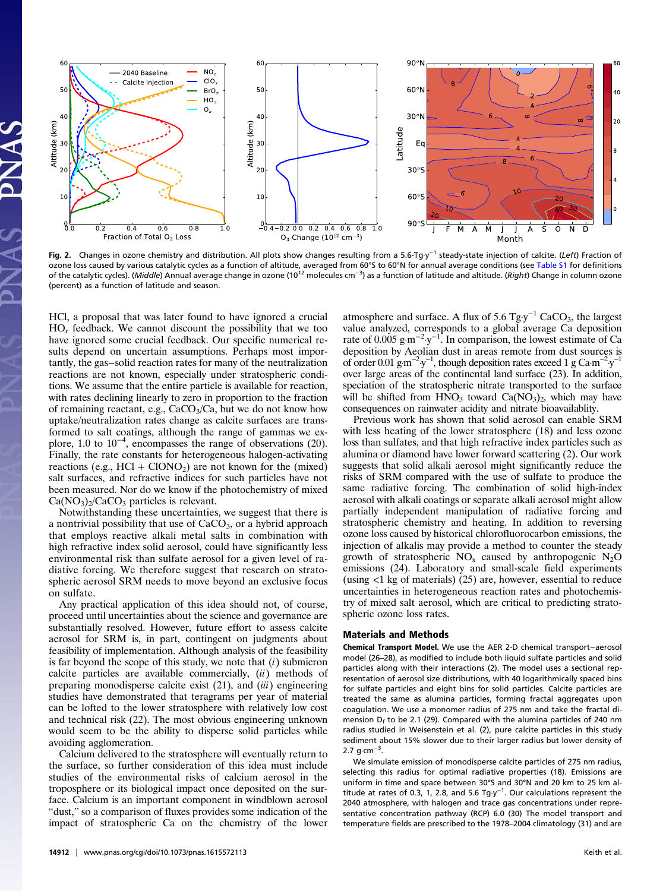**Fig. 2.** Changes in ozone chemistry and distribution. All plots show changes resulting from a 5.6-$Tg \cdot y^{-1}$ steady-state injection of calcite. (*Left*) Fraction of ozone loss caused by various catalytic cycles as a function of altitude, averaged from 60°S to 60°N for annual average conditions (see Table S1 for definitions of the catalytic cycles). (*Middle*) Annual average change in ozone ($10^{12}$ molecules $cm^{-3}$) as a function of latitude and altitude. (*Right*) Change in column ozone (percent) as a function of latitude and season.

HCl, a proposal that was later found to have ignored a crucial $HO_x$ feedback. We cannot discount the possibility that we too have ignored some crucial feedback. Our specific numerical results depend on uncertain assumptions. Perhaps most importantly, the gas–solid reaction rates for many of the neutralization reactions are not known, especially under stratospheric conditions. We assume that the entire particle is available for reaction, with rates declining linearly to zero in proportion to the fraction of remaining reactant, e.g., $CaCO_3$/Ca, but we do not know how uptake/neutralization rates change as calcite surfaces are transformed to salt coatings, although the range of gammas we explore, 1.0 to $10^{-4}$, encompasses the range of observations (20). Finally, the rate constants for heterogeneous halogen-activating reactions (e.g., HCl + $ClONO_2$) are not known for the (mixed) salt surfaces, and refractive indices for such particles have not been measured. Nor do we know if the photochemistry of mixed $Ca(NO_3)_2/CaCO_3$ particles is relevant.

Notwithstanding these uncertainties, we suggest that there is a nontrivial possibility that use of $CaCO_3$, or a hybrid approach that employs reactive alkali metal salts in combination with high refractive index solid aerosol, could have significantly less environmental risk than sulfate aerosol for a given level of radiative forcing. We therefore suggest that research on stratospheric aerosol SRM needs to move beyond an exclusive focus on sulfate.

Any practical application of this idea should not, of course, proceed until uncertainties about the science and governance are substantially resolved. However, future effort to assess calcite aerosol for SRM is, in part, contingent on judgments about feasibility of implementation. Although analysis of the feasibility is far beyond the scope of this study, we note that (*i*) submicron calcite particles are available commercially, (*ii*) methods of preparing monodisperse calcite exist (21), and (*iii*) engineering studies have demonstrated that teragrams per year of material can be lofted to the lower stratosphere with relatively low cost and technical risk (22). The most obvious engineering unknown would seem to be the ability to disperse solid particles while avoiding agglomeration.

Calcium delivered to the stratosphere will eventually return to the surface, so further consideration of this idea must include studies of the environmental risks of calcium aerosol in the troposphere or its biological impact once deposited on the surface. Calcium is an important component in windblown aerosol "dust," so a comparison of fluxes provides some indication of the impact of stratospheric Ca on the chemistry of the lower atmosphere and surface. A flux of 5.6 $Tg \cdot y^{-1}$ $CaCO_3$, the largest value analyzed, corresponds to a global average Ca deposition rate of 0.005 $g \cdot m^{-2} \cdot y^{-1}$. In comparison, the lowest estimate of Ca deposition by Aeolian dust in areas remote from dust sources is of order 0.01 $g \cdot m^{-2} \cdot y^{-1}$, though deposition rates exceed 1 g $Ca \cdot m^{-2} \cdot y^{-1}$ over large areas of the continental land surface (23). In addition, speciation of the stratospheric nitrate transported to the surface will be shifted from $HNO_3$ toward $Ca(NO_3)_2$, which may have consequences on rainwater acidity and nitrate bioavailablity.

Previous work has shown that solid aerosol can enable SRM with less heating of the lower stratosphere (18) and less ozone loss than sulfates, and that high refractive index particles such as alumina or diamond have lower forward scattering (2). Our work suggests that solid alkali aerosol might significantly reduce the risks of SRM compared with the use of sulfate to produce the same radiative forcing. The combination of solid high-index aerosol with alkali coatings or separate alkali aerosol might allow partially independent manipulation of radiative forcing and stratospheric chemistry and heating. In addition to reversing ozone loss caused by historical chlorofluorocarbon emissions, the injection of alkalis may provide a method to counter the steady growth of stratospheric $NO_x$ caused by anthropogenic $N_2O$ emissions (24). Laboratory and small-scale field experiments (using <1 kg of materials) (25) are, however, essential to reduce uncertainties in heterogeneous reaction rates and photochemistry of mixed salt aerosol, which are critical to predicting stratospheric ozone loss rates.

## Materials and Methods

**Chemical Transport Model.** We use the AER 2-D chemical transport–aerosol model (26–28), as modified to include both liquid sulfate particles and solid particles along with their interactions (2). The model uses a sectional representation of aerosol size distributions, with 40 logarithmically spaced bins for sulfate particles and eight bins for solid particles. Calcite particles are treated the same as alumina particles, forming fractal aggregates upon coagulation. We use a monomer radius of 275 nm and take the fractal dimension $D_f$ to be 2.1 (29). Compared with the alumina particles of 240 nm radius studied in Weisenstein et al. (2), pure calcite particles in this study sediment about 15% slower due to their larger radius but lower density of 2.7 $g \cdot cm^{-3}$.

We simulate emission of monodisperse calcite particles of 275 nm radius, selecting this radius for optimal radiative properties (18). Emissions are uniform in time and space between 30°S and 30°N and 20 km to 25 km altitude at rates of 0.3, 1, 2.8, and 5.6 $Tg \cdot y^{-1}$. Our calculations represent the 2040 atmosphere, with halogen and trace gas concentrations under representative concentration pathway (RCP) 6.0 (30) The model transport and temperature fields are prescribed to the 1978–2004 climatology (31) and are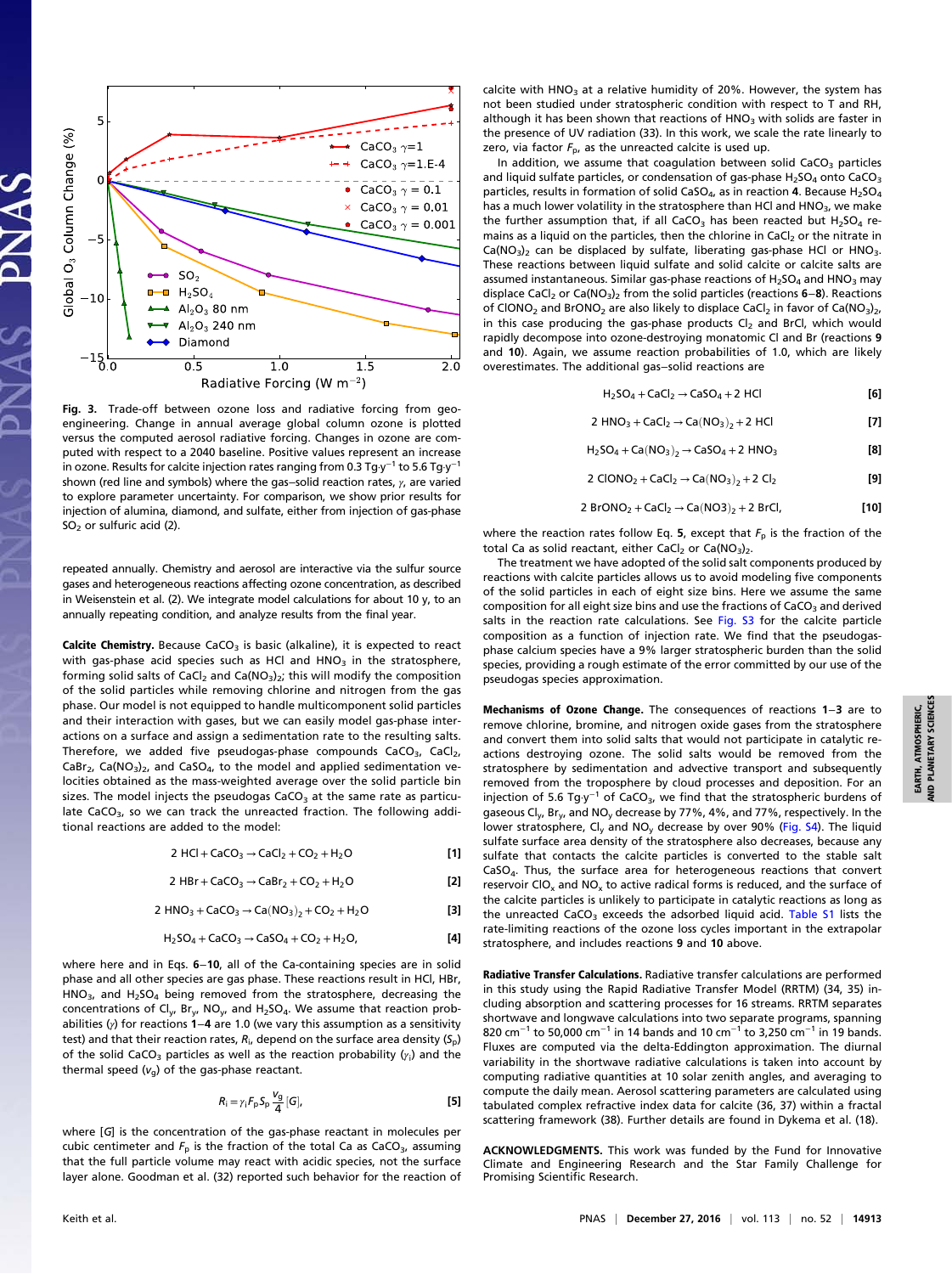Global O$_3$ Column Change (%)

5

0

−5

−10

−15

0.0 0.5 1.0 1.5 2.0

Radiative Forcing (W m$^{-2}$)

CaCO$_3$ γ=1

CaCO$_3$ γ=1.E-4

CaCO$_3$ γ = 0.1

CaCO$_3$ γ = 0.01

CaCO$_3$ γ = 0.001

SO$_2$

H$_2$SO$_4$

Al$_2$O$_3$ 80 nm

Al$_2$O$_3$ 240 nm

Diamond

**Fig. 3.** Trade-off between ozone loss and radiative forcing from geoengineering. Change in annual average global column ozone is plotted versus the computed aerosol radiative forcing. Changes in ozone are computed with respect to a 2040 baseline. Positive values represent an increase in ozone. Results for calcite injection rates ranging from 0.3 Tg·y$^{-1}$ to 5.6 Tg·y$^{-1}$ shown (red line and symbols) where the gas–solid reaction rates, $\gamma$, are varied to explore parameter uncertainty. For comparison, we show prior results for injection of alumina, diamond, and sulfate, either from injection of gas-phase $SO_2$ or sulfuric acid (2).

repeated annually. Chemistry and aerosol are interactive via the sulfur source gases and heterogeneous reactions affecting ozone concentration, as described in Weisenstein et al. (2). We integrate model calculations for about 10 y, to an annually repeating condition, and analyze results from the final year.

**Calcite Chemistry.** Because $CaCO_3$ is basic (alkaline), it is expected to react with gas-phase acid species such as HCl and $HNO_3$ in the stratosphere, forming solid salts of $CaCl_2$ and $Ca(NO_3)_2$; this will modify the composition of the solid particles while removing chlorine and nitrogen from the gas phase. Our model is not equipped to handle multicomponent solid particles and their interaction with gases, but we can easily model gas-phase interactions with a surface and assign a sedimentation rate to the resulting salts. Therefore, we added five pseudogas-phase compounds $CaCO_3$, $CaCl_2$, $CaBr_2$, $Ca(NO_3)_2$, and $CaSO_4$, to the model and applied sedimentation velocities obtained as the mass-weighted average over the solid particle bin sizes. The model injects the pseudogas $CaCO_3$ at the same rate as particulate $CaCO_3$, so we can track the unreacted fraction. The following additional reactions are added to the model:

$$2\,HCl + CaCO_3 \rightarrow CaCl_2 + CO_2 + H_2O \qquad [1]$$

$$2\,HBr + CaCO_3 \rightarrow CaBr_2 + CO_2 + H_2O \qquad [2]$$

$$2\,HNO_3 + CaCO_3 \rightarrow Ca(NO_3)_2 + CO_2 + H_2O \qquad [3]$$

$$H_2SO_4 + CaCO_3 \rightarrow CaSO_4 + CO_2 + H_2O, \qquad [4]$$

where here and in Eqs. **6**–**10**, all of the Ca-containing species are in solid phase and all other species are gas phase. These reactions result in HCl, HBr, $HNO_3$, and $H_2SO_4$ being removed from the stratosphere, decreasing the concentrations of $Cl_y$, $Br_y$, $NO_y$, and $H_2SO_4$. We assume that reaction probabilities ($\gamma$) for reactions **1**–**4** are 1.0 (we vary this assumption as a sensitivity test) and that their reaction rates, $R_i$, depend on the surface area density ($S_p$) of the solid $CaCO_3$ particles as well as the reaction probability ($\gamma_i$) and the thermal speed ($v_g$) of the gas-phase reactant.

$$R_i = \gamma_i F_p S_p \frac{v_g}{4}[G], \qquad [5]$$

where $[G]$ is the concentration of the gas-phase reactant in molecules per cubic centimeter and $F_p$ is the fraction of the total Ca as $CaCO_3$, assuming that the full particle volume may react with acidic species, not the surface layer alone. Goodman et al. (32) reported such behavior for the reaction of calcite with $HNO_3$ at a relative humidity of 20%. However, the system has not been studied under stratospheric condition with respect to T and RH, although it has been shown that reactions of $HNO_3$ with solids are faster in the presence of UV radiation (33). In this work, we scale the rate linearly to zero, via factor $F_p$, as the unreacted calcite is used up.

In addition, we assume that coagulation between solid $CaCO_3$ particles and liquid sulfate particles, or condensation of gas-phase $H_2SO_4$ onto $CaCO_3$ particles, results in formation of solid $CaSO_4$, as in reaction **4**. Because $H_2SO_4$ has a much lower volatility in the stratosphere than HCl and $HNO_3$, we make the further assumption that, if all $CaCO_3$ has been reacted but $H_2SO_4$ remains as a liquid on the particles, then the chlorine in $CaCl_2$ or the nitrate in $Ca(NO_3)_2$ can be displaced by sulfate, liberating gas-phase HCl or $HNO_3$. These reactions between liquid sulfate and solid calcite or calcite salts are assumed instantaneous. Similar gas-phase reactions of $H_2SO_4$ and $HNO_3$ may displace $CaCl_2$ or $Ca(NO_3)_2$ from the solid particles (reactions **6**–**8**). Reactions of $ClONO_2$ and $BrONO_2$ are also likely to displace $CaCl_2$ in favor of $Ca(NO_3)_2$, in this case producing the gas-phase products $Cl_2$ and BrCl, which would rapidly decompose into ozone-destroying monatomic Cl and Br (reactions **9** and **10**). Again, we assume reaction probabilities of 1.0, which are likely overestimates. The additional gas–solid reactions are

$$H_2SO_4 + CaCl_2 \rightarrow CaSO_4 + 2\,HCl \qquad [6]$$

$$2\,HNO_3 + CaCl_2 \rightarrow Ca(NO_3)_2 + 2\,HCl \qquad [7]$$

$$H_2SO_4 + Ca(NO_3)_2 \rightarrow CaSO_4 + 2\,HNO_3 \qquad [8]$$

$$2\,ClONO_2 + CaCl_2 \rightarrow Ca(NO_3)_2 + 2\,Cl_2 \qquad [9]$$

$$2\,BrONO_2 + CaCl_2 \rightarrow Ca(NO3)_2 + 2\,BrCl, \qquad [10]$$

where the reaction rates follow Eq. **5**, except that $F_p$ is the fraction of the total Ca as solid reactant, either $CaCl_2$ or $Ca(NO_3)_2$.

The treatment we have adopted of the solid salt components produced by reactions with calcite particles allows us to avoid modeling five components of the solid particles in each of eight size bins. Here we assume the same composition for all eight size bins and use the fractions of $CaCO_3$ and derived salts in the reaction rate calculations. See Fig. S3 for the calcite particle composition as a function of injection rate. We find that the pseudogas-phase calcium species have a 9% larger stratospheric burden than the solid species, providing a rough estimate of the error committed by our use of the pseudogas species approximation.

**Mechanisms of Ozone Change.** The consequences of reactions **1**–**3** are to remove chlorine, bromine, and nitrogen oxide gases from the stratosphere and convert them into solid salts that would not participate in catalytic reactions destroying ozone. The solid salts would be removed from the stratosphere by sedimentation and advective transport and subsequently removed from the troposphere by cloud processes and deposition. For an injection of 5.6 Tg·y$^{-1}$ of $CaCO_3$, we find that the stratospheric burdens of gaseous $Cl_y$, $Br_y$, and $NO_y$ decrease by 77%, 4%, and 77%, respectively. In the lower stratosphere, $Cl_y$ and $NO_y$ decrease by over 90% (Fig. S4). The liquid sulfate surface area density of the stratosphere also decreases, because any sulfate that contacts the calcite particles is converted to the stable salt $CaSO_4$. Thus, the surface area for heterogeneous reactions that convert reservoir $ClO_x$ and $NO_x$ to active radical forms is reduced, and the surface of the calcite particles is unlikely to participate in catalytic reactions as long as the unreacted $CaCO_3$ exceeds the adsorbed liquid acid. Table S1 lists the rate-limiting reactions of the ozone loss cycles important in the extrapolar stratosphere, and includes reactions **9** and **10** above.

**Radiative Transfer Calculations.** Radiative transfer calculations are performed in this study using the Rapid Radiative Transfer Model (RRTM) (34, 35) including absorption and scattering processes for 16 streams. RRTM separates shortwave and longwave calculations into two separate programs, spanning 820 cm$^{-1}$ to 50,000 cm$^{-1}$ in 14 bands and 10 cm$^{-1}$ to 3,250 cm$^{-1}$ in 19 bands. Fluxes are computed via the delta-Eddington approximation. The diurnal variability in the shortwave radiative calculations is taken into account by computing radiative quantities at 10 solar zenith angles, and averaging to compute the daily mean. Aerosol scattering parameters are calculated using tabulated complex refractive index data for calcite (36, 37) within a fractal scattering framework (38). Further details are found in Dykema et al. (18).

**ACKNOWLEDGMENTS.** This work was funded by the Fund for Innovative Climate and Engineering Research and the Star Family Challenge for Promising Scientific Research.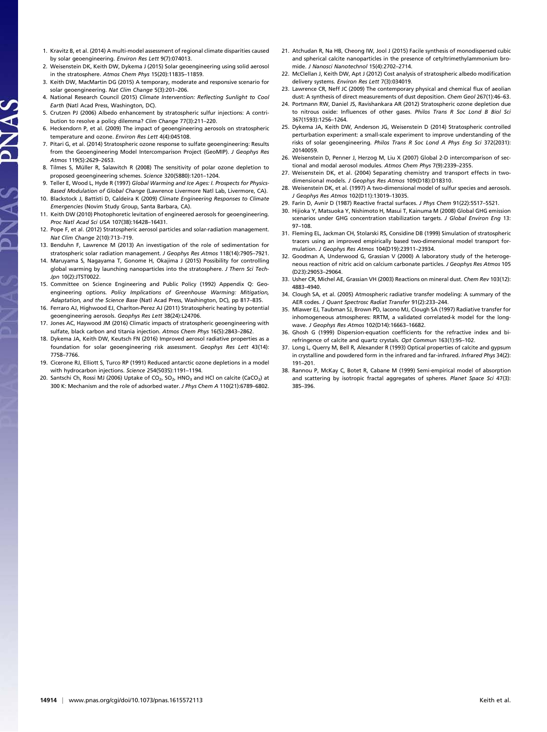1. Kravitz B, et al. (2014) A multi-model assessment of regional climate disparities caused by solar geoengineering. *Environ Res Lett* 9(7):074013.
2. Weisenstein DK, Keith DW, Dykema J (2015) Solar geoengineering using solid aerosol in the stratosphere. *Atmos Chem Phys* 15(20):11835–11859.
3. Keith DW, MacMartin DG (2015) A temporary, moderate and responsive scenario for solar geoengineering. *Nat Clim Change* 5(3):201–206.
4. National Research Council (2015) *Climate Intervention: Reflecting Sunlight to Cool Earth* (Natl Acad Press, Washington, DC).
5. Crutzen PJ (2006) Albedo enhancement by stratospheric sulfur injections: A contribution to resolve a policy dilemma? *Clim Change* 77(3):211–220.
6. Heckendorn P, et al. (2009) The impact of geoengineering aerosols on stratospheric temperature and ozone. *Environ Res Lett* 4(4):045108.
7. Pitari G, et al. (2014) Stratospheric ozone response to sulfate geoengineering: Results from the Geoengineering Model Intercomparison Project (GeoMIP). *J Geophys Res Atmos* 119(5):2629–2653.
8. Tilmes S, Müller R, Salawitch R (2008) The sensitivity of polar ozone depletion to proposed geoengineering schemes. *Science* 320(5880):1201–1204.
9. Teller E, Wood L, Hyde R (1997) *Global Warming and Ice Ages: I. Prospects for Physics-Based Modulation of Global Change* (Lawrence Livermore Natl Lab, Livermore, CA).
10. Blackstock J, Battisti D, Caldeira K (2009) *Climate Engineering Responses to Climate Emergencies* (Novim Study Group, Santa Barbara, CA).
11. Keith DW (2010) Photophoretic levitation of engineered aerosols for geoengineering. *Proc Natl Acad Sci USA* 107(38):16428–16431.
12. Pope F, et al. (2012) Stratospheric aerosol particles and solar-radiation management. *Nat Clim Change* 2(10):713–719.
13. Benduhn F, Lawrence M (2013) An investigation of the role of sedimentation for stratospheric solar radiation management. *J Geophys Res Atmos* 118(14):7905–7921.
14. Maruyama S, Nagayama T, Gonome H, Okajima J (2015) Possibility for controlling global warming by launching nanoparticles into the stratosphere. *J Thern Sci Tech-Jpn* 10(2):JTST0022.
15. Committee on Science Engineering and Public Policy (1992) Appendix Q: Geoengineering options. *Policy Implications of Greenhouse Warming: Mitigation, Adaptation, and the Science Base* (Natl Acad Press, Washington, DC), pp 817–835.
16. Ferraro AJ, Highwood EJ, Charlton-Perez AJ (2011) Stratospheric heating by potential geoengineering aerosols. *Geophys Res Lett* 38(24):L24706.
17. Jones AC, Haywood JM (2016) Climatic impacts of stratospheric geoengineering with sulfate, black carbon and titania injection. *Atmos Chem Phys* 16(5):2843–2862.
18. Dykema JA, Keith DW, Keutsch FN (2016) Improved aerosol radiative properties as a foundation for solar geoengineering risk assessment. *Geophys Res Lett* 43(14): 7758–7766.
19. Cicerone RJ, Elliott S, Turco RP (1991) Reduced antarctic ozone depletions in a model with hydrocarbon injections. *Science* 254(5035):1191–1194.
20. Santschi Ch, Rossi MJ (2006) Uptake of $CO_2$, $SO_2$, $HNO_3$ and HCl on calcite ($CaCO_3$) at 300 K: Mechanism and the role of adsorbed water. *J Phys Chem A* 110(21):6789–6802.
21. Atchudan R, Na HB, Cheong IW, Jool J (2015) Facile synthesis of monodispersed cubic and spherical calcite nanoparticles in the presence of cetyltrimethylammonium bromide. *J Nanosci Nanotechnol* 15(4):2702–2714.
22. McClellan J, Keith DW, Apt J (2012) Cost analysis of stratospheric albedo modification delivery systems. *Environ Res Lett* 7(3):034019.
23. Lawrence CR, Neff JC (2009) The contemporary physical and chemical flux of aeolian dust: A synthesis of direct measurements of dust deposition. *Chem Geol* 267(1):46–63.
24. Portmann RW, Daniel JS, Ravishankara AR (2012) Stratospheric ozone depletion due to nitrous oxide: Influences of other gases. *Philos Trans R Soc Lond B Biol Sci* 367(1593):1256–1264.
25. Dykema JA, Keith DW, Anderson JG, Weisenstein D (2014) Stratospheric controlled perturbation experiment: a small-scale experiment to improve understanding of the risks of solar geoengineering. *Philos Trans R Soc Lond A Phys Eng Sci* 372(2031): 20140059.
26. Weisenstein D, Penner J, Herzog M, Liu X (2007) Global 2-D intercomparison of sectional and modal aerosol modules. *Atmos Chem Phys* 7(9):2339–2355.
27. Weisenstein DK, et al. (2004) Separating chemistry and transport effects in two-dimensional models. *J Geophys Res Atmos* 109(D18):D18310.
28. Weisenstein DK, et al. (1997) A two-dimensional model of sulfur species and aerosols. *J Geophys Res Atmos* 102(D11):13019–13035.
29. Farin D, Avnir D (1987) Reactive fractal surfaces. *J Phys Chem* 91(22):5517–5521.
30. Hijioka Y, Matsuoka Y, Nishimoto H, Masui T, Kainuma M (2008) Global GHG emission scenarios under GHG concentration stabilization targets. *J Global Environ Eng* 13: 97–108.
31. Fleming EL, Jackman CH, Stolarski RS, Considine DB (1999) Simulation of stratospheric tracers using an improved empirically based two-dimensional model transport formulation. *J Geophys Res Atmos* 104(D19):23911–23934.
32. Goodman A, Underwood G, Grassian V (2000) A laboratory study of the heterogeneous reaction of nitric acid on calcium carbonate particles. *J Geophys Res Atmos* 105 (D23):29053–29064.
33. Usher CR, Michel AE, Grassian VH (2003) Reactions on mineral dust. *Chem Rev* 103(12): 4883–4940.
34. Clough SA, et al. (2005) Atmospheric radiative transfer modeling: A summary of the AER codes. *J Quant Spectrosc Radiat Transfer* 91(2):233–244.
35. Mlawer EJ, Taubman SJ, Brown PD, Iacono MJ, Clough SA (1997) Radiative transfer for inhomogeneous atmospheres: RRTM, a validated correlated-k model for the longwave. *J Geophys Res Atmos* 102(D14):16663–16682.
36. Ghosh G (1999) Dispersion-equation coefficients for the refractive index and birefringence of calcite and quartz crystals. *Opt Commun* 163(1):95–102.
37. Long L, Querry M, Bell R, Alexander R (1993) Optical properties of calcite and gypsum in crystalline and powdered form in the infrared and far-infrared. *Infrared Phys* 34(2): 191–201.
38. Rannou P, McKay C, Botet R, Cabane M (1999) Semi-empirical model of absorption and scattering by isotropic fractal aggregates of spheres. *Planet Space Sci* 47(3): 385–396.